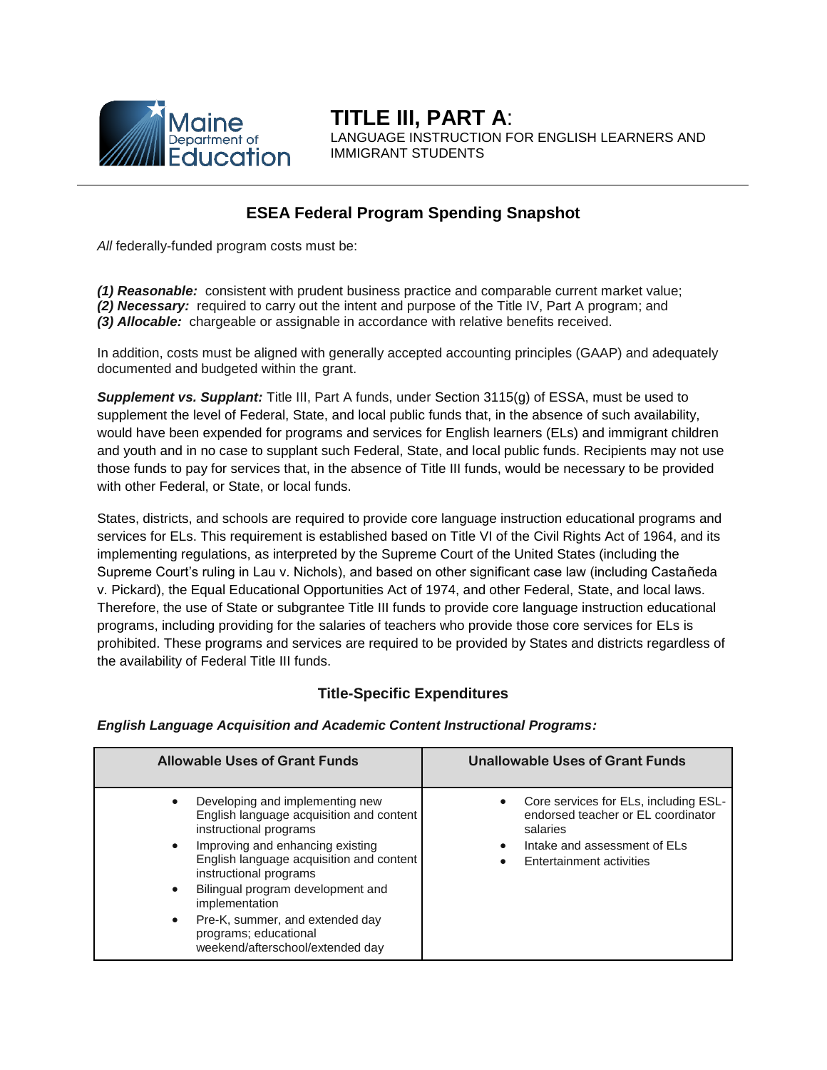Maine Department of Education

# TITLE III, PART A:

LANGUAGE INSTRUCTION FOR ENGLISH LEARNERS AND IMMIGRANT STUDENTS

---

## ESEA Federal Program Spending Snapshot

*All* federally-funded program costs must be:

***(1) Reasonable:*** consistent with prudent business practice and comparable current market value;
***(2) Necessary:*** required to carry out the intent and purpose of the Title IV, Part A program; and
***(3) Allocable:*** chargeable or assignable in accordance with relative benefits received.

In addition, costs must be aligned with generally accepted accounting principles (GAAP) and adequately documented and budgeted within the grant.

***Supplement vs. Supplant:*** Title III, Part A funds, under Section 3115(g) of ESSA, must be used to supplement the level of Federal, State, and local public funds that, in the absence of such availability, would have been expended for programs and services for English learners (ELs) and immigrant children and youth and in no case to supplant such Federal, State, and local public funds. Recipients may not use those funds to pay for services that, in the absence of Title III funds, would be necessary to be provided with other Federal, or State, or local funds.

States, districts, and schools are required to provide core language instruction educational programs and services for ELs. This requirement is established based on Title VI of the Civil Rights Act of 1964, and its implementing regulations, as interpreted by the Supreme Court of the United States (including the Supreme Court's ruling in Lau v. Nichols), and based on other significant case law (including Castañeda v. Pickard), the Equal Educational Opportunities Act of 1974, and other Federal, State, and local laws. Therefore, the use of State or subgrantee Title III funds to provide core language instruction educational programs, including providing for the salaries of teachers who provide those core services for ELs is prohibited. These programs and services are required to be provided by States and districts regardless of the availability of Federal Title III funds.

### Title-Specific Expenditures

***English Language Acquisition and Academic Content Instructional Programs:***

| Allowable Uses of Grant Funds | Unallowable Uses of Grant Funds |
|---|---|
| • Developing and implementing new English language acquisition and content instructional programs<br>• Improving and enhancing existing English language acquisition and content instructional programs<br>• Bilingual program development and implementation<br>• Pre-K, summer, and extended day programs; educational weekend/afterschool/extended day | • Core services for ELs, including ESL-endorsed teacher or EL coordinator salaries<br>• Intake and assessment of ELs<br>• Entertainment activities |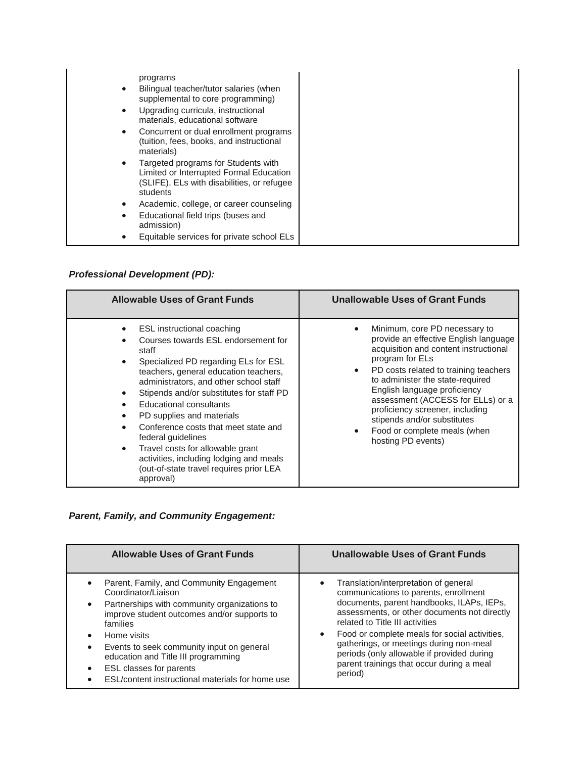| | |
|---|---|
| programs<br>• Bilingual teacher/tutor salaries (when supplemental to core programming)<br>• Upgrading curricula, instructional materials, educational software<br>• Concurrent or dual enrollment programs (tuition, fees, books, and instructional materials)<br>• Targeted programs for Students with Limited or Interrupted Formal Education (SLIFE), ELs with disabilities, or refugee students<br>• Academic, college, or career counseling<br>• Educational field trips (buses and admission)<br>• Equitable services for private school ELs | |

***Professional Development (PD):***

| Allowable Uses of Grant Funds | Unallowable Uses of Grant Funds |
|---|---|
| • ESL instructional coaching<br>• Courses towards ESL endorsement for staff<br>• Specialized PD regarding ELs for ESL teachers, general education teachers, administrators, and other school staff<br>• Stipends and/or substitutes for staff PD<br>• Educational consultants<br>• PD supplies and materials<br>• Conference costs that meet state and federal guidelines<br>• Travel costs for allowable grant activities, including lodging and meals (out-of-state travel requires prior LEA approval) | • Minimum, core PD necessary to provide an effective English language acquisition and content instructional program for ELs<br>• PD costs related to training teachers to administer the state-required English language proficiency assessment (ACCESS for ELLs) or a proficiency screener, including stipends and/or substitutes<br>• Food or complete meals (when hosting PD events) |

***Parent, Family, and Community Engagement:***

| Allowable Uses of Grant Funds | Unallowable Uses of Grant Funds |
|---|---|
| • Parent, Family, and Community Engagement Coordinator/Liaison<br>• Partnerships with community organizations to improve student outcomes and/or supports to families<br>• Home visits<br>• Events to seek community input on general education and Title III programming<br>• ESL classes for parents<br>• ESL/content instructional materials for home use | • Translation/interpretation of general communications to parents, enrollment documents, parent handbooks, ILAPs, IEPs, assessments, or other documents not directly related to Title III activities<br>• Food or complete meals for social activities, gatherings, or meetings during non-meal periods (only allowable if provided during parent trainings that occur during a meal period) |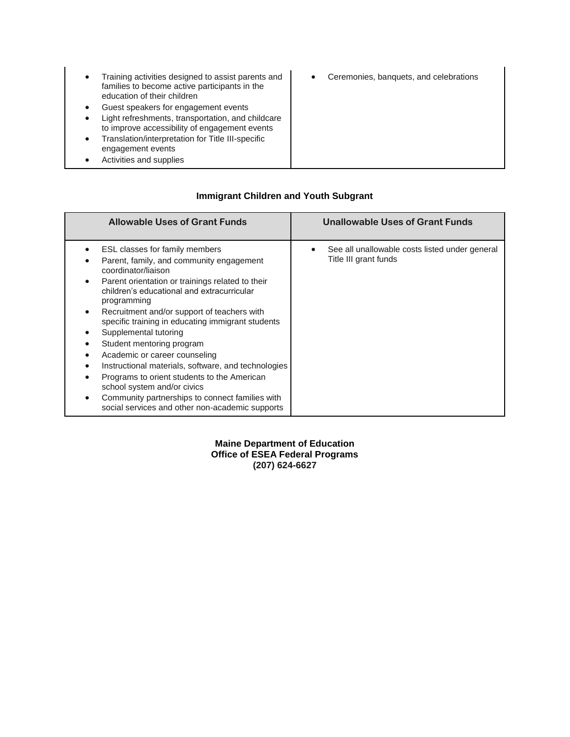| | |
|---|---|
| • Training activities designed to assist parents and families to become active participants in the education of their children<br>• Guest speakers for engagement events<br>• Light refreshments, transportation, and childcare to improve accessibility of engagement events<br>• Translation/interpretation for Title III-specific engagement events<br>• Activities and supplies | • Ceremonies, banquets, and celebrations |

**Immigrant Children and Youth Subgrant**

| Allowable Uses of Grant Funds | Unallowable Uses of Grant Funds |
|---|---|
| • ESL classes for family members<br>• Parent, family, and community engagement coordinator/liaison<br>• Parent orientation or trainings related to their children's educational and extracurricular programming<br>• Recruitment and/or support of teachers with specific training in educating immigrant students<br>• Supplemental tutoring<br>• Student mentoring program<br>• Academic or career counseling<br>• Instructional materials, software, and technologies<br>• Programs to orient students to the American school system and/or civics<br>• Community partnerships to connect families with social services and other non-academic supports | • See all unallowable costs listed under general Title III grant funds |

**Maine Department of Education**
**Office of ESEA Federal Programs**
**(207) 624-6627**